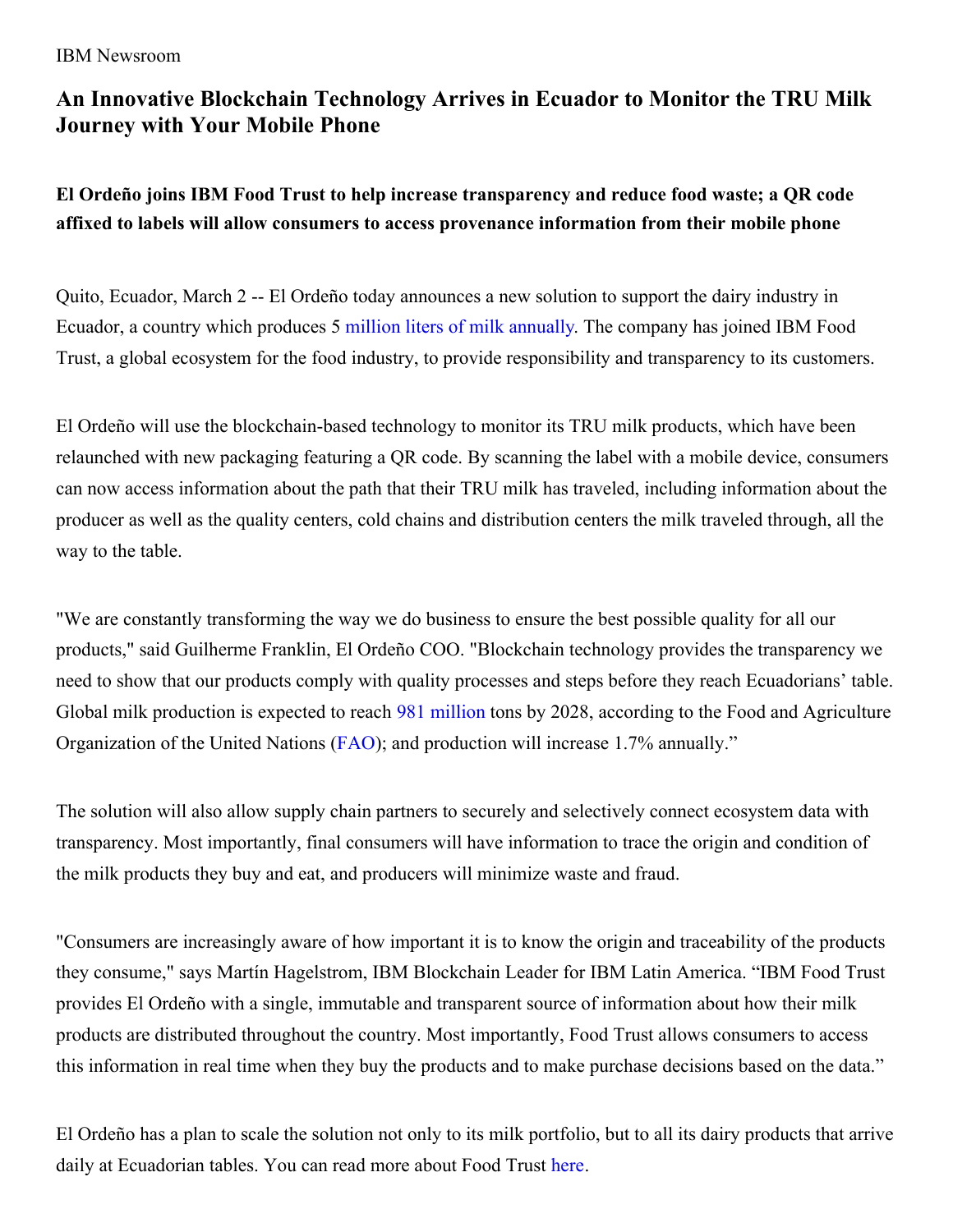IBM Newsroom

# An Innovative Blockchain Technology Arrives in Ecuador to Monitor the TRU Milk Journey with Your Mobile Phone

**El Ordeño joins IBM Food Trust to help increase transparency and reduce food waste; a QR code affixed to labels will allow consumers to access provenance information from their mobile phone**

Quito, Ecuador, March 2 -- El Ordeño today announces a new solution to support the dairy industry in Ecuador, a country which produces 5 million liters of milk annually. The company has joined IBM Food Trust, a global ecosystem for the food industry, to provide responsibility and transparency to its customers.

El Ordeño will use the blockchain-based technology to monitor its TRU milk products, which have been relaunched with new packaging featuring a QR code. By scanning the label with a mobile device, consumers can now access information about the path that their TRU milk has traveled, including information about the producer as well as the quality centers, cold chains and distribution centers the milk traveled through, all the way to the table.

"We are constantly transforming the way we do business to ensure the best possible quality for all our products," said Guilherme Franklin, El Ordeño COO. "Blockchain technology provides the transparency we need to show that our products comply with quality processes and steps before they reach Ecuadorians' table. Global milk production is expected to reach 981 million tons by 2028, according to the Food and Agriculture Organization of the United Nations (FAO); and production will increase 1.7% annually."

The solution will also allow supply chain partners to securely and selectively connect ecosystem data with transparency. Most importantly, final consumers will have information to trace the origin and condition of the milk products they buy and eat, and producers will minimize waste and fraud.

"Consumers are increasingly aware of how important it is to know the origin and traceability of the products they consume," says Martín Hagelstrom, IBM Blockchain Leader for IBM Latin America. "IBM Food Trust provides El Ordeño with a single, immutable and transparent source of information about how their milk products are distributed throughout the country. Most importantly, Food Trust allows consumers to access this information in real time when they buy the products and to make purchase decisions based on the data."

El Ordeño has a plan to scale the solution not only to its milk portfolio, but to all its dairy products that arrive daily at Ecuadorian tables. You can read more about Food Trust here.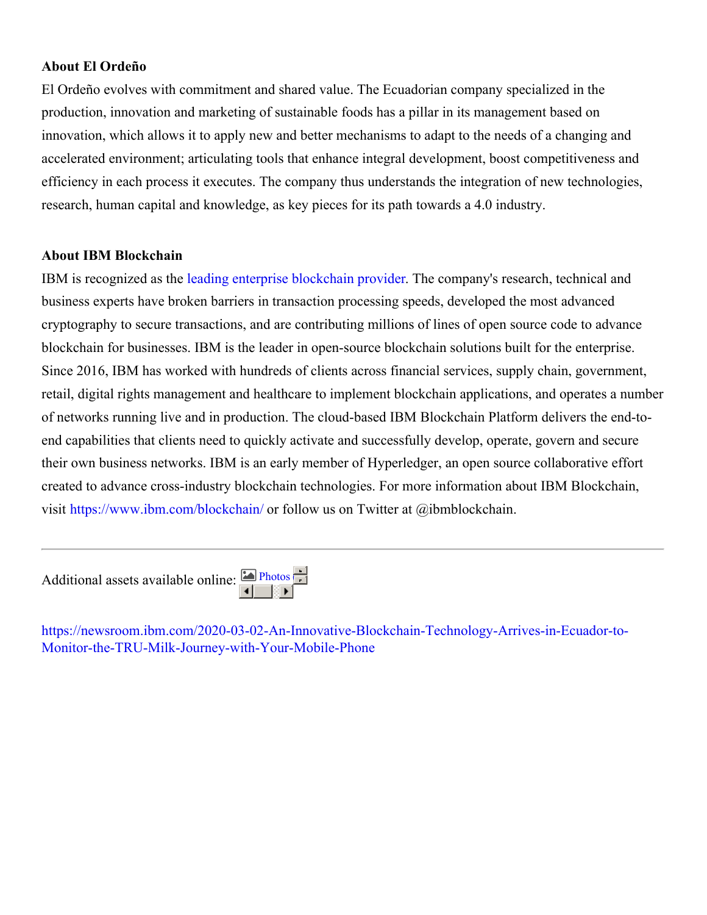**About El Ordeño**

El Ordeño evolves with commitment and shared value. The Ecuadorian company specialized in the production, innovation and marketing of sustainable foods has a pillar in its management based on innovation, which allows it to apply new and better mechanisms to adapt to the needs of a changing and accelerated environment; articulating tools that enhance integral development, boost competitiveness and efficiency in each process it executes. The company thus understands the integration of new technologies, research, human capital and knowledge, as key pieces for its path towards a 4.0 industry.

**About IBM Blockchain**

IBM is recognized as the leading enterprise blockchain provider. The company's research, technical and business experts have broken barriers in transaction processing speeds, developed the most advanced cryptography to secure transactions, and are contributing millions of lines of open source code to advance blockchain for businesses. IBM is the leader in open-source blockchain solutions built for the enterprise. Since 2016, IBM has worked with hundreds of clients across financial services, supply chain, government, retail, digital rights management and healthcare to implement blockchain applications, and operates a number of networks running live and in production. The cloud-based IBM Blockchain Platform delivers the end-to-end capabilities that clients need to quickly activate and successfully develop, operate, govern and secure their own business networks. IBM is an early member of Hyperledger, an open source collaborative effort created to advance cross-industry blockchain technologies. For more information about IBM Blockchain, visit https://www.ibm.com/blockchain/ or follow us on Twitter at @ibmblockchain.

---

Additional assets available online: Photos

https://newsroom.ibm.com/2020-03-02-An-Innovative-Blockchain-Technology-Arrives-in-Ecuador-to-Monitor-the-TRU-Milk-Journey-with-Your-Mobile-Phone